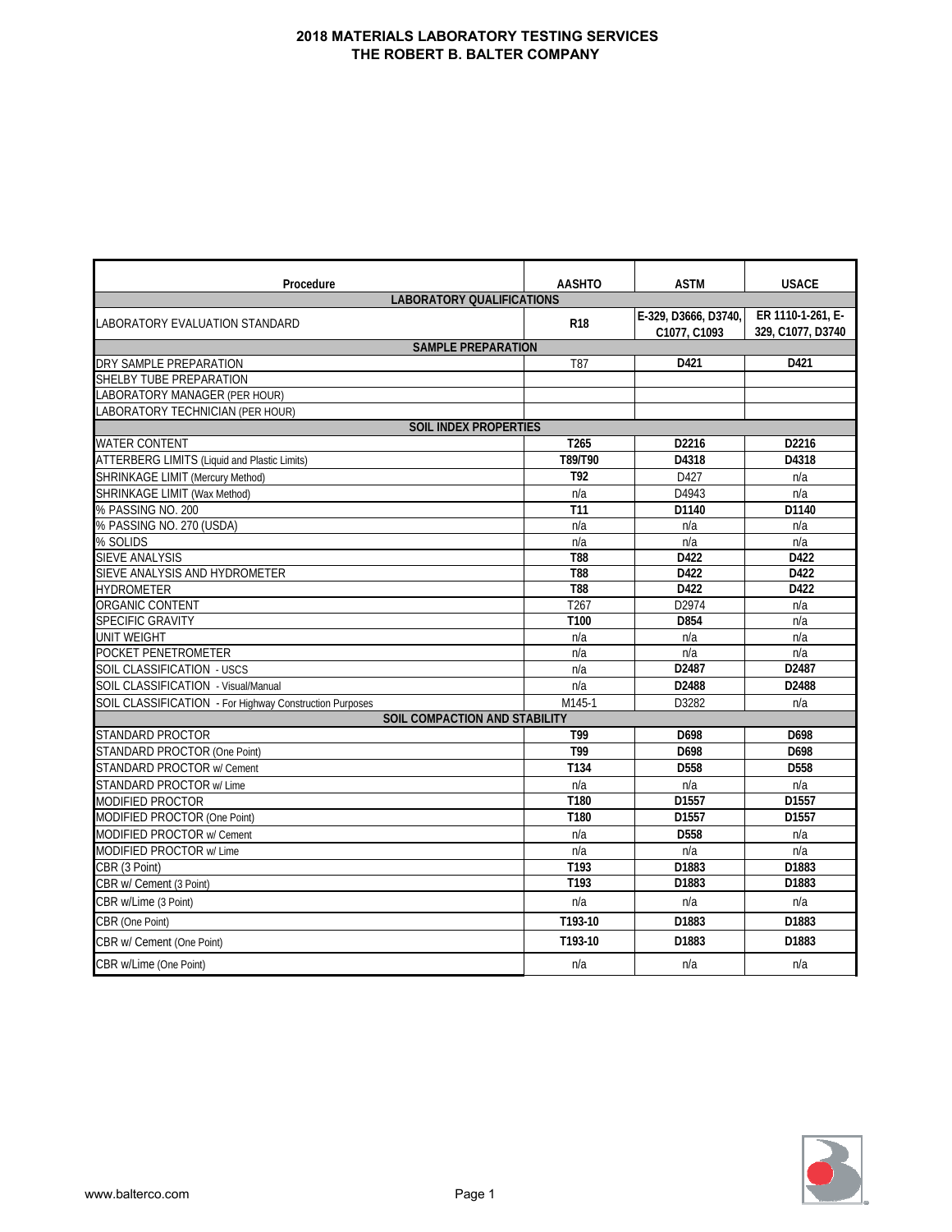# 2018 MATERIALS LABORATORY TESTING SERVICES
## THE ROBERT B. BALTER COMPANY

| Procedure | AASHTO | ASTM | USACE |
|---|---|---|---|
| **LABORATORY QUALIFICATIONS** | | | |
| LABORATORY EVALUATION STANDARD | **R18** | **E-329, D3666, D3740, C1077, C1093** | **ER 1110-1-261, E-329, C1077, D3740** |
| **SAMPLE PREPARATION** | | | |
| DRY SAMPLE PREPARATION | T87 | **D421** | **D421** |
| SHELBY TUBE PREPARATION | | | |
| LABORATORY MANAGER (PER HOUR) | | | |
| LABORATORY TECHNICIAN (PER HOUR) | | | |
| **SOIL INDEX PROPERTIES** | | | |
| WATER CONTENT | **T265** | **D2216** | **D2216** |
| ATTERBERG LIMITS (Liquid and Plastic Limits) | **T89/T90** | **D4318** | **D4318** |
| SHRINKAGE LIMIT (Mercury Method) | **T92** | D427 | n/a |
| SHRINKAGE LIMIT (Wax Method) | n/a | D4943 | n/a |
| % PASSING NO. 200 | **T11** | **D1140** | **D1140** |
| % PASSING NO. 270 (USDA) | n/a | n/a | n/a |
| % SOLIDS | n/a | n/a | n/a |
| SIEVE ANALYSIS | **T88** | **D422** | **D422** |
| SIEVE ANALYSIS AND HYDROMETER | **T88** | **D422** | **D422** |
| HYDROMETER | **T88** | **D422** | **D422** |
| ORGANIC CONTENT | T267 | D2974 | n/a |
| SPECIFIC GRAVITY | **T100** | **D854** | n/a |
| UNIT WEIGHT | n/a | n/a | n/a |
| POCKET PENETROMETER | n/a | n/a | n/a |
| SOIL CLASSIFICATION - USCS | n/a | **D2487** | **D2487** |
| SOIL CLASSIFICATION - Visual/Manual | n/a | **D2488** | **D2488** |
| SOIL CLASSIFICATION - For Highway Construction Purposes | M145-1 | D3282 | n/a |
| **SOIL COMPACTION AND STABILITY** | | | |
| STANDARD PROCTOR | **T99** | **D698** | **D698** |
| STANDARD PROCTOR (One Point) | **T99** | **D698** | **D698** |
| STANDARD PROCTOR w/ Cement | **T134** | **D558** | **D558** |
| STANDARD PROCTOR w/ Lime | n/a | n/a | n/a |
| MODIFIED PROCTOR | **T180** | **D1557** | **D1557** |
| MODIFIED PROCTOR (One Point) | **T180** | **D1557** | **D1557** |
| MODIFIED PROCTOR w/ Cement | n/a | **D558** | n/a |
| MODIFIED PROCTOR w/ Lime | n/a | n/a | n/a |
| CBR (3 Point) | **T193** | **D1883** | **D1883** |
| CBR w/ Cement (3 Point) | **T193** | **D1883** | **D1883** |
| CBR w/Lime (3 Point) | n/a | n/a | n/a |
| CBR (One Point) | **T193-10** | **D1883** | **D1883** |
| CBR w/ Cement (One Point) | **T193-10** | **D1883** | **D1883** |
| CBR w/Lime (One Point) | n/a | n/a | n/a |

www.balterco.com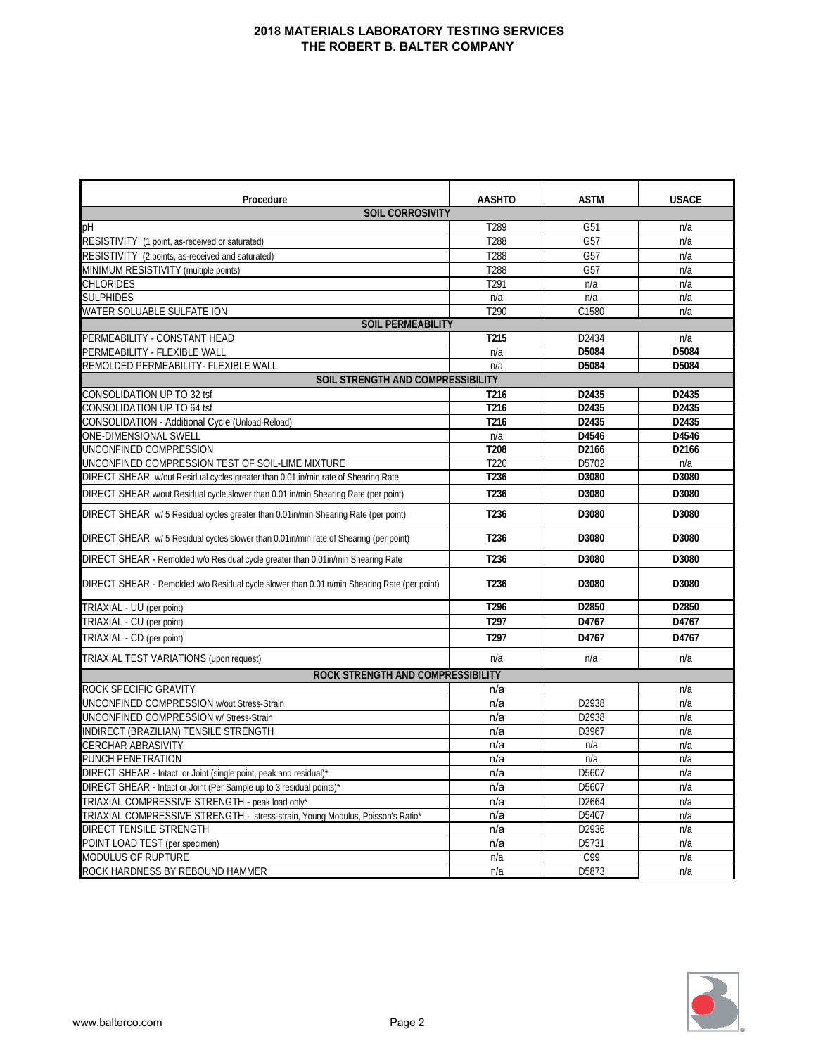# 2018 MATERIALS LABORATORY TESTING SERVICES
# THE ROBERT B. BALTER COMPANY

| Procedure | AASHTO | ASTM | USACE |
|---|---|---|---|
| **SOIL CORROSIVITY** | | | |
| pH | T289 | G51 | n/a |
| RESISTIVITY (1 point, as-received or saturated) | T288 | G57 | n/a |
| RESISTIVITY (2 points, as-received and saturated) | T288 | G57 | n/a |
| MINIMUM RESISTIVITY (multiple points) | T288 | G57 | n/a |
| CHLORIDES | T291 | n/a | n/a |
| SULPHIDES | n/a | n/a | n/a |
| WATER SOLUABLE SULFATE ION | T290 | C1580 | n/a |
| **SOIL PERMEABILITY** | | | |
| PERMEABILITY - CONSTANT HEAD | **T215** | D2434 | n/a |
| PERMEABILITY - FLEXIBLE WALL | n/a | **D5084** | **D5084** |
| REMOLDED PERMEABILITY- FLEXIBLE WALL | n/a | **D5084** | **D5084** |
| **SOIL STRENGTH AND COMPRESSIBILITY** | | | |
| CONSOLIDATION UP TO 32 tsf | **T216** | **D2435** | **D2435** |
| CONSOLIDATION UP TO 64 tsf | **T216** | **D2435** | **D2435** |
| CONSOLIDATION - Additional Cycle (Unload-Reload) | **T216** | **D2435** | **D2435** |
| ONE-DIMENSIONAL SWELL | n/a | **D4546** | **D4546** |
| UNCONFINED COMPRESSION | **T208** | **D2166** | **D2166** |
| UNCONFINED COMPRESSION TEST OF SOIL-LIME MIXTURE | T220 | D5702 | n/a |
| DIRECT SHEAR w/out Residual cycles greater than 0.01 in/min rate of Shearing Rate | **T236** | **D3080** | **D3080** |
| DIRECT SHEAR w/out Residual cycle slower than 0.01 in/min Shearing Rate (per point) | **T236** | **D3080** | **D3080** |
| DIRECT SHEAR w/ 5 Residual cycles greater than 0.01in/min Shearing Rate (per point) | **T236** | **D3080** | **D3080** |
| DIRECT SHEAR w/ 5 Residual cycles slower than 0.01in/min rate of Shearing (per point) | **T236** | **D3080** | **D3080** |
| DIRECT SHEAR - Remolded w/o Residual cycle greater than 0.01in/min Shearing Rate | **T236** | **D3080** | **D3080** |
| DIRECT SHEAR - Remolded w/o Residual cycle slower than 0.01in/min Shearing Rate (per point) | **T236** | **D3080** | **D3080** |
| TRIAXIAL - UU (per point) | **T296** | **D2850** | **D2850** |
| TRIAXIAL - CU (per point) | **T297** | **D4767** | **D4767** |
| TRIAXIAL - CD (per point) | **T297** | **D4767** | **D4767** |
| TRIAXIAL TEST VARIATIONS (upon request) | n/a | n/a | n/a |
| **ROCK STRENGTH AND COMPRESSIBILITY** | | | |
| ROCK SPECIFIC GRAVITY | n/a | | n/a |
| UNCONFINED COMPRESSION w/out Stress-Strain | n/a | D2938 | n/a |
| UNCONFINED COMPRESSION w/ Stress-Strain | n/a | D2938 | n/a |
| INDIRECT (BRAZILIAN) TENSILE STRENGTH | n/a | D3967 | n/a |
| CERCHAR ABRASIVITY | n/a | n/a | n/a |
| PUNCH PENETRATION | n/a | n/a | n/a |
| DIRECT SHEAR - Intact or Joint (single point, peak and residual)* | n/a | D5607 | n/a |
| DIRECT SHEAR - Intact or Joint (Per Sample up to 3 residual points)* | n/a | D5607 | n/a |
| TRIAXIAL COMPRESSIVE STRENGTH - peak load only* | n/a | D2664 | n/a |
| TRIAXIAL COMPRESSIVE STRENGTH - stress-strain, Young Modulus, Poisson's Ratio* | n/a | D5407 | n/a |
| DIRECT TENSILE STRENGTH | n/a | D2936 | n/a |
| POINT LOAD TEST (per specimen) | n/a | D5731 | n/a |
| MODULUS OF RUPTURE | n/a | C99 | n/a |
| ROCK HARDNESS BY REBOUND HAMMER | n/a | D5873 | n/a |

www.balterco.com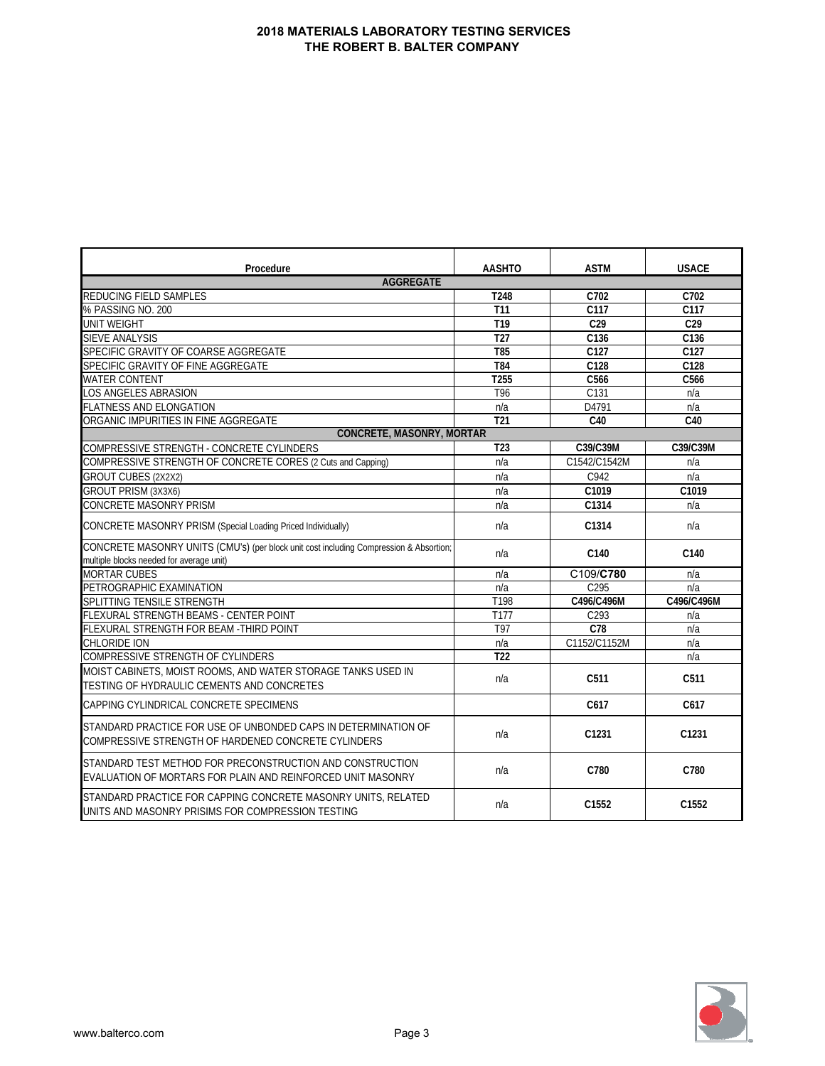# 2018 MATERIALS LABORATORY TESTING SERVICES
## THE ROBERT B. BALTER COMPANY

| Procedure | AASHTO | ASTM | USACE |
|---|---|---|---|
| **AGGREGATE** | | | |
| REDUCING FIELD SAMPLES | T248 | C702 | C702 |
| % PASSING NO. 200 | T11 | C117 | C117 |
| UNIT WEIGHT | T19 | C29 | C29 |
| SIEVE ANALYSIS | T27 | C136 | C136 |
| SPECIFIC GRAVITY OF COARSE AGGREGATE | T85 | C127 | C127 |
| SPECIFIC GRAVITY OF FINE AGGREGATE | T84 | C128 | C128 |
| WATER CONTENT | T255 | C566 | C566 |
| LOS ANGELES ABRASION | T96 | C131 | n/a |
| FLATNESS AND ELONGATION | n/a | D4791 | n/a |
| ORGANIC IMPURITIES IN FINE AGGREGATE | T21 | C40 | C40 |
| **CONCRETE, MASONRY, MORTAR** | | | |
| COMPRESSIVE STRENGTH - CONCRETE CYLINDERS | T23 | C39/C39M | C39/C39M |
| COMPRESSIVE STRENGTH OF CONCRETE CORES (2 Cuts and Capping) | n/a | C1542/C1542M | n/a |
| GROUT CUBES (2X2X2) | n/a | C942 | n/a |
| GROUT PRISM (3X3X6) | n/a | C1019 | C1019 |
| CONCRETE MASONRY PRISM | n/a | C1314 | n/a |
| CONCRETE MASONRY PRISM (Special Loading Priced Individually) | n/a | C1314 | n/a |
| CONCRETE MASONRY UNITS (CMU's) (per block unit cost including Compression & Absortion; multiple blocks needed for average unit) | n/a | C140 | C140 |
| MORTAR CUBES | n/a | C109/**C780** | n/a |
| PETROGRAPHIC EXAMINATION | n/a | C295 | n/a |
| SPLITTING TENSILE STRENGTH | T198 | C496/C496M | C496/C496M |
| FLEXURAL STRENGTH BEAMS - CENTER POINT | T177 | C293 | n/a |
| FLEXURAL STRENGTH FOR BEAM -THIRD POINT | T97 | C78 | n/a |
| CHLORIDE ION | n/a | C1152/C1152M | n/a |
| COMPRESSIVE STRENGTH OF CYLINDERS | T22 | | n/a |
| MOIST CABINETS, MOIST ROOMS, AND WATER STORAGE TANKS USED IN TESTING OF HYDRAULIC CEMENTS AND CONCRETES | n/a | C511 | C511 |
| CAPPING CYLINDRICAL CONCRETE SPECIMENS | | C617 | C617 |
| STANDARD PRACTICE FOR USE OF UNBONDED CAPS IN DETERMINATION OF COMPRESSIVE STRENGTH OF HARDENED CONCRETE CYLINDERS | n/a | C1231 | C1231 |
| STANDARD TEST METHOD FOR PRECONSTRUCTION AND CONSTRUCTION EVALUATION OF MORTARS FOR PLAIN AND REINFORCED UNIT MASONRY | n/a | C780 | C780 |
| STANDARD PRACTICE FOR CAPPING CONCRETE MASONRY UNITS, RELATED UNITS AND MASONRY PRISIMS FOR COMPRESSION TESTING | n/a | C1552 | C1552 |

www.balterco.com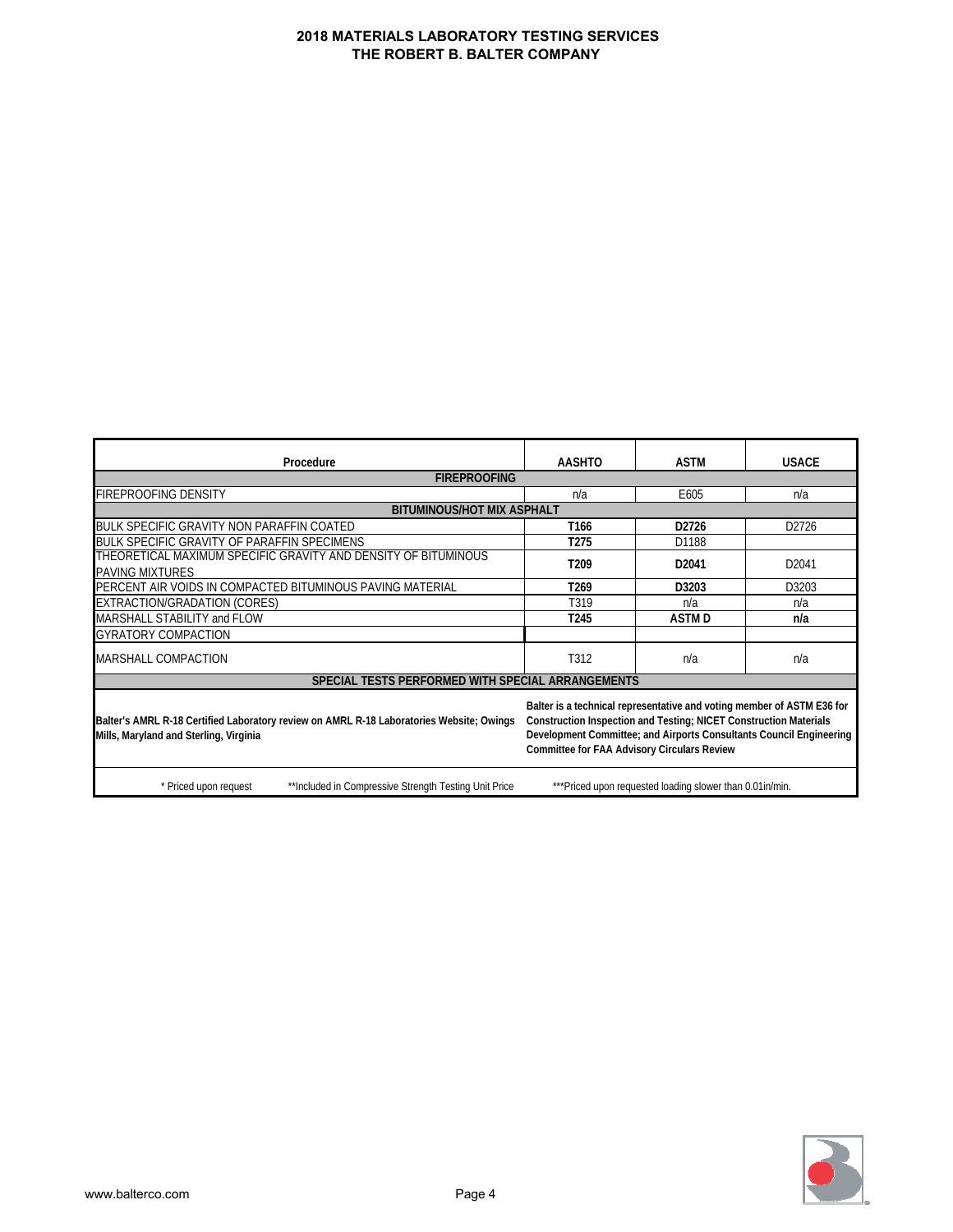**2018 MATERIALS LABORATORY TESTING SERVICES**
**THE ROBERT B. BALTER COMPANY**

| Procedure | AASHTO | ASTM | USACE |
|---|---|---|---|
| **FIREPROOFING** | | | |
| FIREPROOFING DENSITY | n/a | E605 | n/a |
| **BITUMINOUS/HOT MIX ASPHALT** | | | |
| BULK SPECIFIC GRAVITY NON PARAFFIN COATED | **T166** | **D2726** | D2726 |
| BULK SPECIFIC GRAVITY OF PARAFFIN SPECIMENS | **T275** | D1188 | |
| THEORETICAL MAXIMUM SPECIFIC GRAVITY AND DENSITY OF BITUMINOUS PAVING MIXTURES | **T209** | **D2041** | D2041 |
| PERCENT AIR VOIDS IN COMPACTED BITUMINOUS PAVING MATERIAL | **T269** | **D3203** | D3203 |
| EXTRACTION/GRADATION (CORES) | T319 | n/a | n/a |
| MARSHALL STABILITY and FLOW | **T245** | **ASTM D** | **n/a** |
| GYRATORY COMPACTION | | | |
| MARSHALL COMPACTION | T312 | n/a | n/a |
| **SPECIAL TESTS PERFORMED WITH SPECIAL ARRANGEMENTS** | | | |
| **Balter's AMRL R-18 Certified Laboratory review on AMRL R-18 Laboratories Website; Owings Mills, Maryland and Sterling, Virginia** | **Balter is a technical representative and voting member of ASTM E36 for Construction Inspection and Testing; NICET Construction Materials Development Committee; and Airports Consultants Council Engineering Committee for FAA Advisory Circulars Review** | | |

\* Priced upon request **Included in Compressive Strength Testing Unit Price ***Priced upon requested loading slower than 0.01in/min.

www.balterco.com